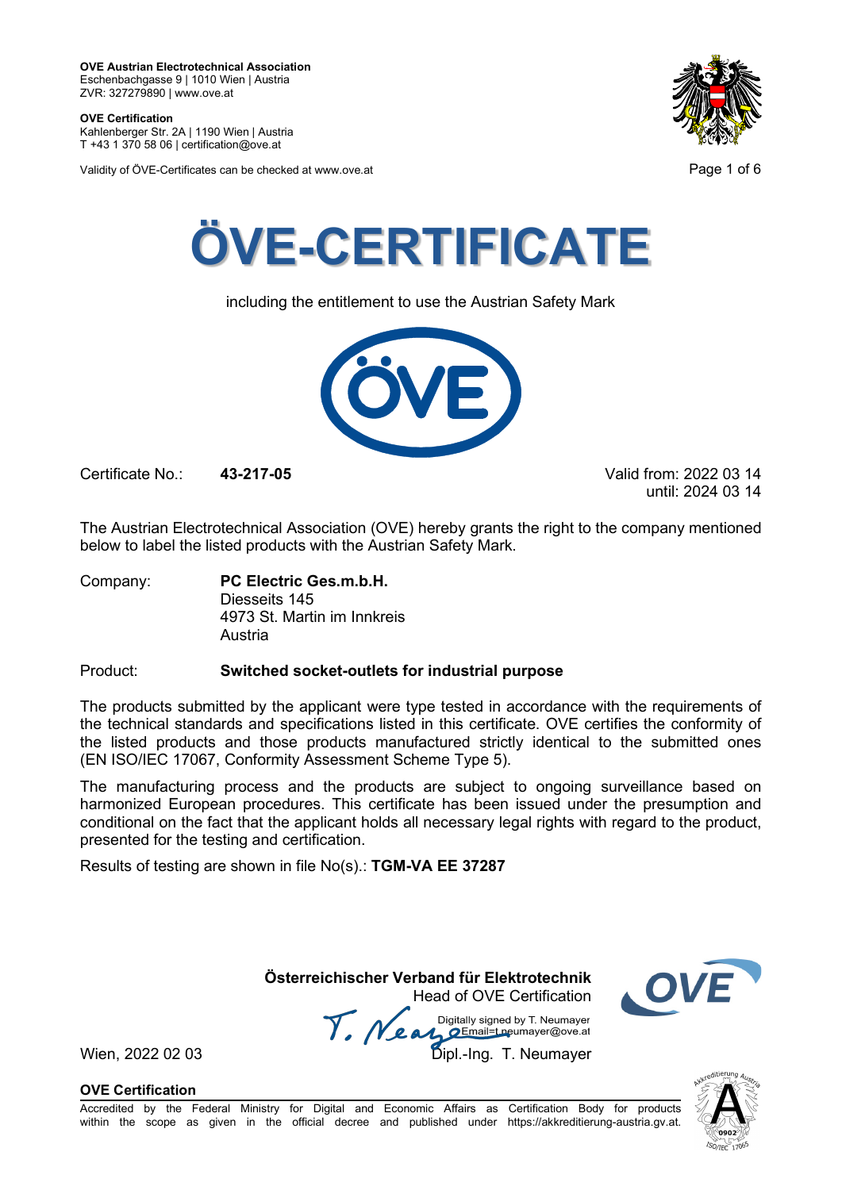**OVE Austrian Electrotechnical Association**
Eschenbachgasse 9 | 1010 Wien | Austria
ZVR: 327279890 | www.ove.at

**OVE Certification**
Kahlenberger Str. 2A | 1190 Wien | Austria
T +43 1 370 58 06 | certification@ove.at

Validity of ÖVE-Certificates can be checked at www.ove.at

# ÖVE-CERTIFICATE

including the entitlement to use the Austrian Safety Mark

Certificate No.: **43-217-05**

Valid from: 2022 03 14
until: 2024 03 14

The Austrian Electrotechnical Association (OVE) hereby grants the right to the company mentioned below to label the listed products with the Austrian Safety Mark.

Company: **PC Electric Ges.m.b.H.**
Diesseits 145
4973 St. Martin im Innkreis
Austria

Product: **Switched socket-outlets for industrial purpose**

The products submitted by the applicant were type tested in accordance with the requirements of the technical standards and specifications listed in this certificate. OVE certifies the conformity of the listed products and those products manufactured strictly identical to the submitted ones (EN ISO/IEC 17067, Conformity Assessment Scheme Type 5).

The manufacturing process and the products are subject to ongoing surveillance based on harmonized European procedures. This certificate has been issued under the presumption and conditional on the fact that the applicant holds all necessary legal rights with regard to the product, presented for the testing and certification.

Results of testing are shown in file No(s).: **TGM-VA EE 37287**

**Österreichischer Verband für Elektrotechnik**
Head of OVE Certification

Digitally signed by T. Neumayer
Email=t.neumayer@ove.at

Wien, 2022 02 03

Dipl.-Ing. T. Neumayer

**OVE Certification**
Accredited by the Federal Ministry for Digital and Economic Affairs as Certification Body for products within the scope as given in the official decree and published under https://akkreditierung-austria.gv.at.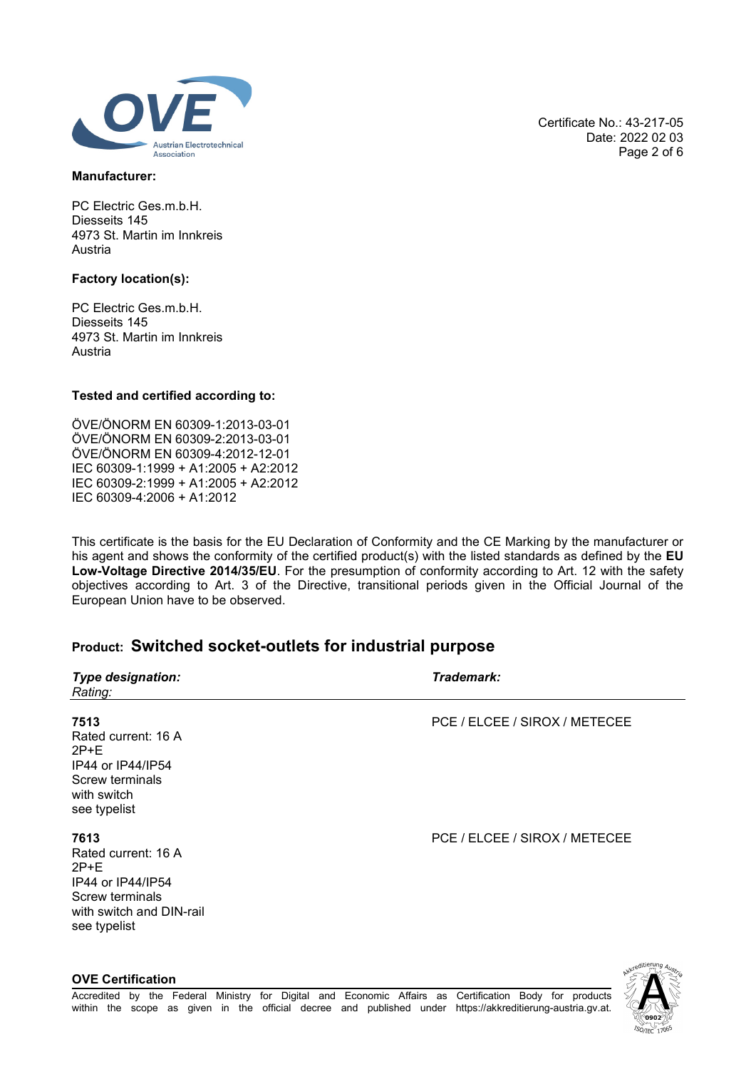Certificate No.: 43-217-05
Date: 2022 02 03

**Manufacturer:**

PC Electric Ges.m.b.H.
Diesseits 145
4973 St. Martin im Innkreis
Austria

**Factory location(s):**

PC Electric Ges.m.b.H.
Diesseits 145
4973 St. Martin im Innkreis
Austria

**Tested and certified according to:**

ÖVE/ÖNORM EN 60309-1:2013-03-01
ÖVE/ÖNORM EN 60309-2:2013-03-01
ÖVE/ÖNORM EN 60309-4:2012-12-01
IEC 60309-1:1999 + A1:2005 + A2:2012
IEC 60309-2:1999 + A1:2005 + A2:2012
IEC 60309-4:2006 + A1:2012

This certificate is the basis for the EU Declaration of Conformity and the CE Marking by the manufacturer or his agent and shows the conformity of the certified product(s) with the listed standards as defined by the **EU Low-Voltage Directive 2014/35/EU**. For the presumption of conformity according to Art. 12 with the safety objectives according to Art. 3 of the Directive, transitional periods given in the Official Journal of the European Union have to be observed.

## Product: Switched socket-outlets for industrial purpose

| ***Type designation:*** *Rating:* | ***Trademark:*** |
|---|---|
| **7513** Rated current: 16 A 2P+E IP44 or IP44/IP54 Screw terminals with switch see typelist | PCE / ELCEE / SIROX / METECEE |
| **7613** Rated current: 16 A 2P+E IP44 or IP44/IP54 Screw terminals with switch and DIN-rail see typelist | PCE / ELCEE / SIROX / METECEE |

**OVE Certification**

Accredited by the Federal Ministry for Digital and Economic Affairs as Certification Body for products within the scope as given in the official decree and published under https://akkreditierung-austria.gv.at.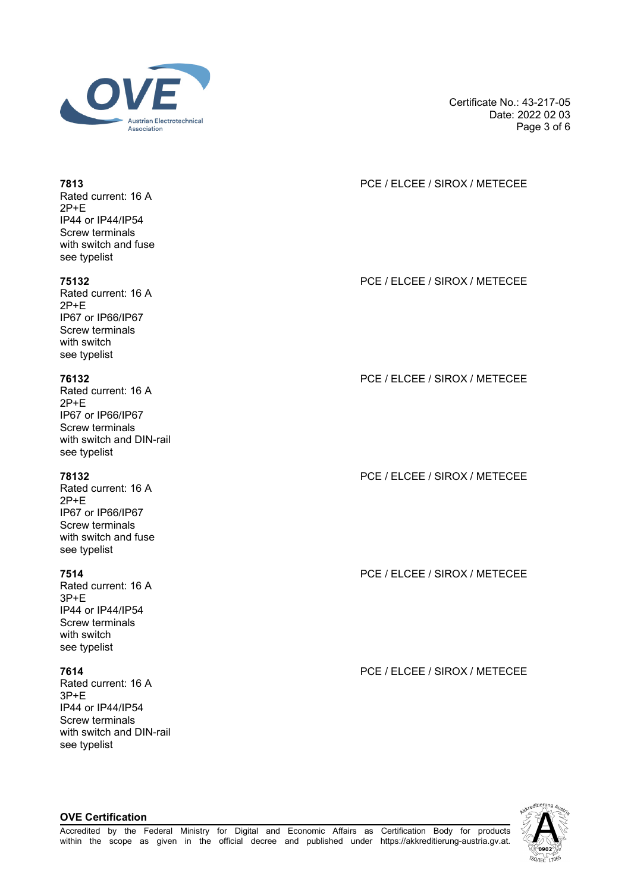**7813**
Rated current: 16 A
2P+E
IP44 or IP44/IP54
Screw terminals
with switch and fuse
see typelist

PCE / ELCEE / SIROX / METECEE

**75132**
Rated current: 16 A
2P+E
IP67 or IP66/IP67
Screw terminals
with switch
see typelist

PCE / ELCEE / SIROX / METECEE

**76132**
Rated current: 16 A
2P+E
IP67 or IP66/IP67
Screw terminals
with switch and DIN-rail
see typelist

PCE / ELCEE / SIROX / METECEE

**78132**
Rated current: 16 A
2P+E
IP67 or IP66/IP67
Screw terminals
with switch and fuse
see typelist

PCE / ELCEE / SIROX / METECEE

**7514**
Rated current: 16 A
3P+E
IP44 or IP44/IP54
Screw terminals
with switch
see typelist

PCE / ELCEE / SIROX / METECEE

**7614**
Rated current: 16 A
3P+E
IP44 or IP44/IP54
Screw terminals
with switch and DIN-rail
see typelist

PCE / ELCEE / SIROX / METECEE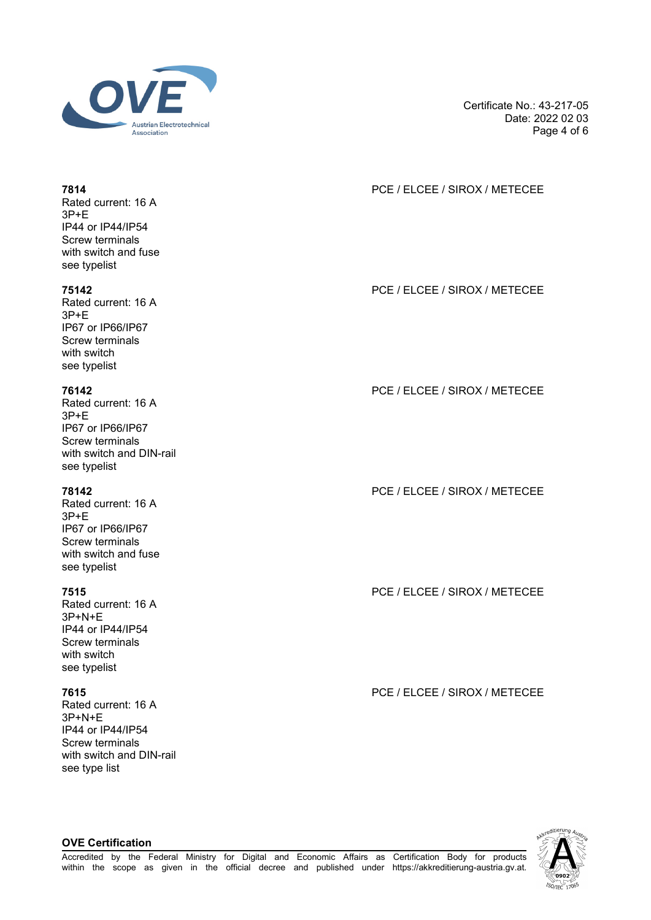**7814**
Rated current: 16 A
3P+E
IP44 or IP44/IP54
Screw terminals
with switch and fuse
see typelist

PCE / ELCEE / SIROX / METECEE

**75142**
Rated current: 16 A
3P+E
IP67 or IP66/IP67
Screw terminals
with switch
see typelist

PCE / ELCEE / SIROX / METECEE

**76142**
Rated current: 16 A
3P+E
IP67 or IP66/IP67
Screw terminals
with switch and DIN-rail
see typelist

PCE / ELCEE / SIROX / METECEE

**78142**
Rated current: 16 A
3P+E
IP67 or IP66/IP67
Screw terminals
with switch and fuse
see typelist

PCE / ELCEE / SIROX / METECEE

**7515**
Rated current: 16 A
3P+N+E
IP44 or IP44/IP54
Screw terminals
with switch
see typelist

PCE / ELCEE / SIROX / METECEE

**7615**
Rated current: 16 A
3P+N+E
IP44 or IP44/IP54
Screw terminals
with switch and DIN-rail
see type list

PCE / ELCEE / SIROX / METECEE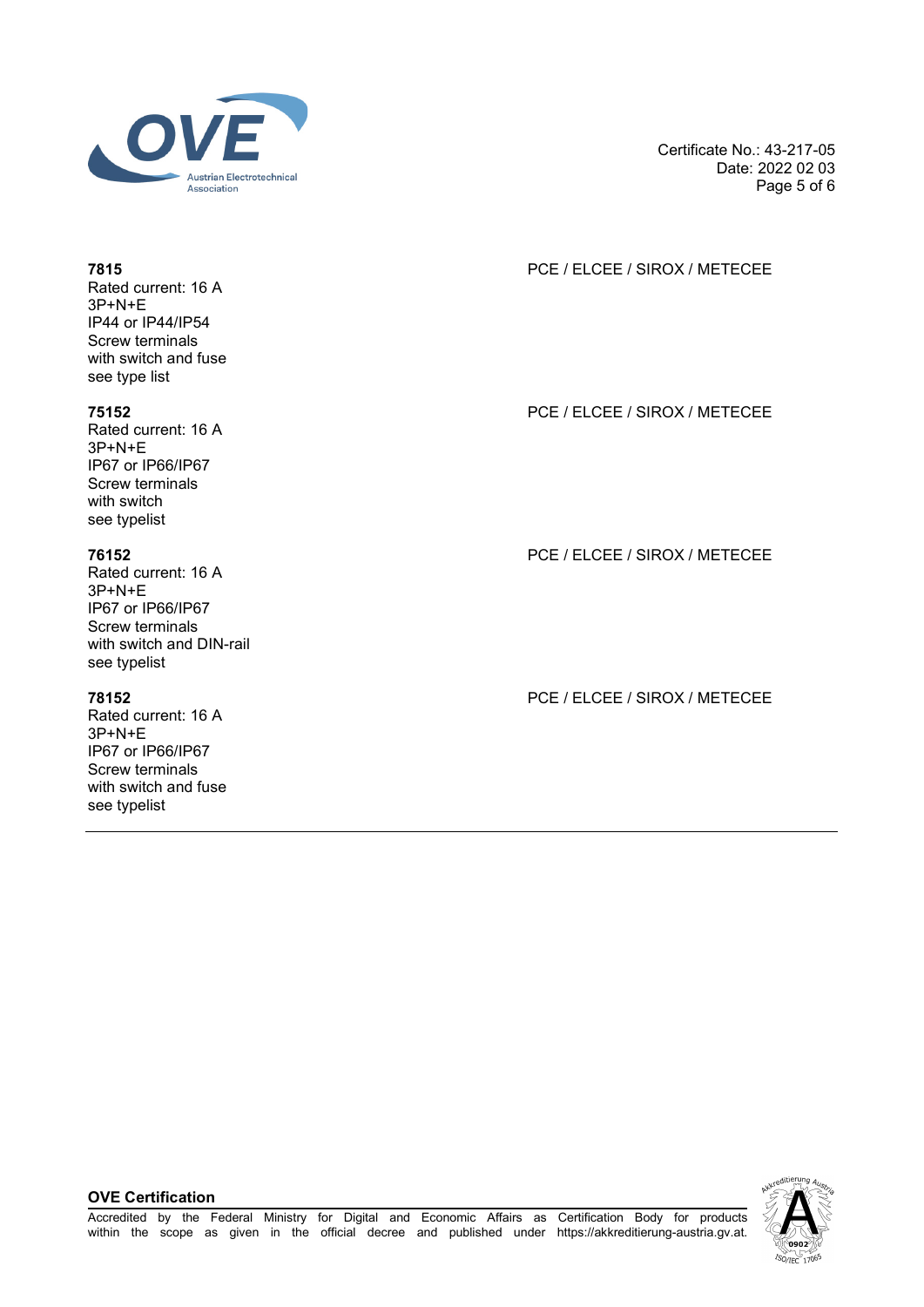**7815**
Rated current: 16 A
3P+N+E
IP44 or IP44/IP54
Screw terminals
with switch and fuse
see type list

PCE / ELCEE / SIROX / METECEE

**75152**
Rated current: 16 A
3P+N+E
IP67 or IP66/IP67
Screw terminals
with switch
see typelist

PCE / ELCEE / SIROX / METECEE

**76152**
Rated current: 16 A
3P+N+E
IP67 or IP66/IP67
Screw terminals
with switch and DIN-rail
see typelist

PCE / ELCEE / SIROX / METECEE

**78152**
Rated current: 16 A
3P+N+E
IP67 or IP66/IP67
Screw terminals
with switch and fuse
see typelist

PCE / ELCEE / SIROX / METECEE

---

**OVE Certification**

Accredited by the Federal Ministry for Digital and Economic Affairs as Certification Body for products within the scope as given in the official decree and published under https://akkreditierung-austria.gv.at.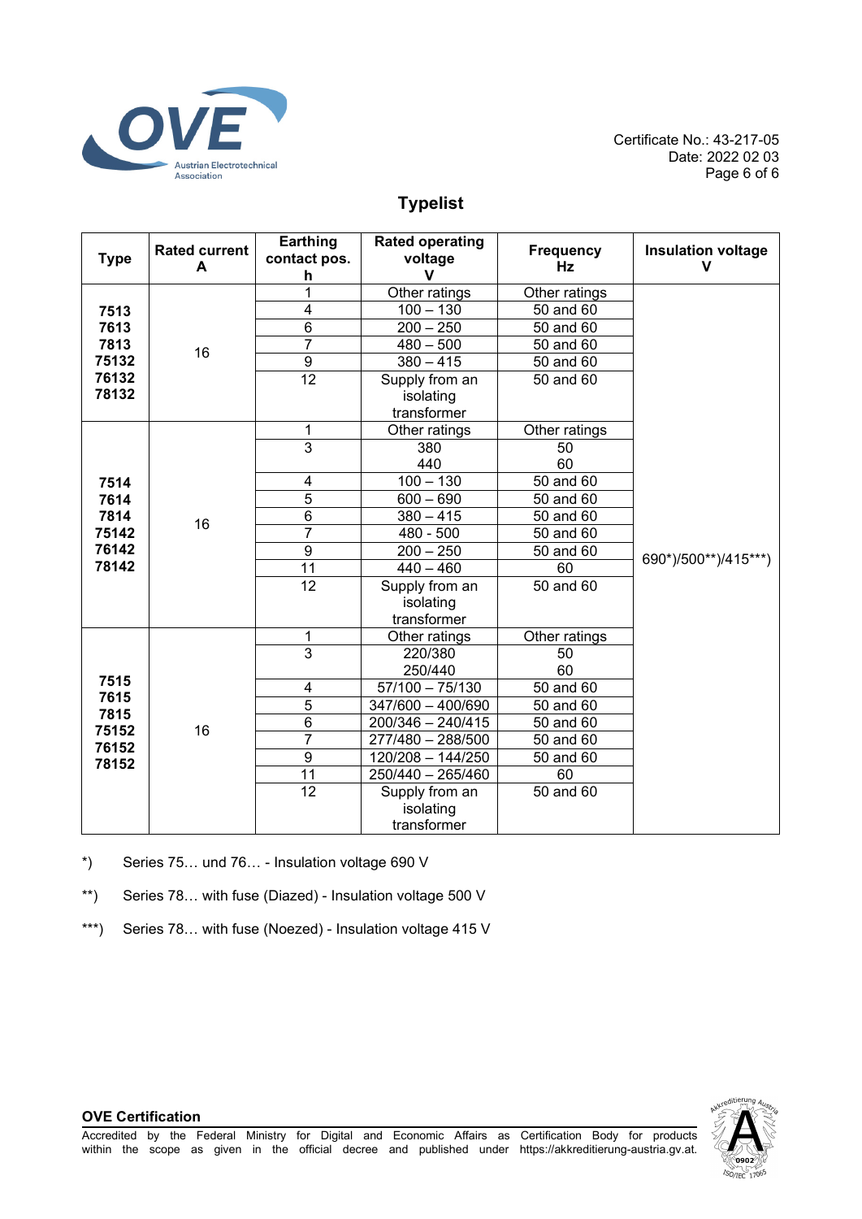Certificate No.: 43-217-05
Date: 2022 02 03

## Typelist

| Type | Rated current A | Earthing contact pos. h | Rated operating voltage V | Frequency Hz | Insulation voltage V |
|---|---|---|---|---|---|
| 7513 7613 7813 75132 76132 78132 | 16 | 1 | Other ratings | Other ratings | 690*)/500**)/415***) |
| | | 4 | 100 – 130 | 50 and 60 | |
| | | 6 | 200 – 250 | 50 and 60 | |
| | | 7 | 480 – 500 | 50 and 60 | |
| | | 9 | 380 – 415 | 50 and 60 | |
| | | 12 | Supply from an isolating transformer | 50 and 60 | |
| 7514 7614 7814 75142 76142 78142 | 16 | 1 | Other ratings | Other ratings | |
| | | 3 | 380<br>440 | 50<br>60 | |
| | | 4 | 100 – 130 | 50 and 60 | |
| | | 5 | 600 – 690 | 50 and 60 | |
| | | 6 | 380 – 415 | 50 and 60 | |
| | | 7 | 480 - 500 | 50 and 60 | |
| | | 9 | 200 – 250 | 50 and 60 | |
| | | 11 | 440 – 460 | 60 | |
| | | 12 | Supply from an isolating transformer | 50 and 60 | |
| 7515 7615 7815 75152 76152 78152 | 16 | 1 | Other ratings | Other ratings | |
| | | 3 | 220/380<br>250/440 | 50<br>60 | |
| | | 4 | 57/100 – 75/130 | 50 and 60 | |
| | | 5 | 347/600 – 400/690 | 50 and 60 | |
| | | 6 | 200/346 – 240/415 | 50 and 60 | |
| | | 7 | 277/480 – 288/500 | 50 and 60 | |
| | | 9 | 120/208 – 144/250 | 50 and 60 | |
| | | 11 | 250/440 – 265/460 | 60 | |
| | | 12 | Supply from an isolating transformer | 50 and 60 | |

*) Series 75… und 76… - Insulation voltage 690 V

**) Series 78… with fuse (Diazed) - Insulation voltage 500 V

***) Series 78… with fuse (Noezed) - Insulation voltage 415 V

**OVE Certification**
Accredited by the Federal Ministry for Digital and Economic Affairs as Certification Body for products within the scope as given in the official decree and published under https://akkreditierung-austria.gv.at.